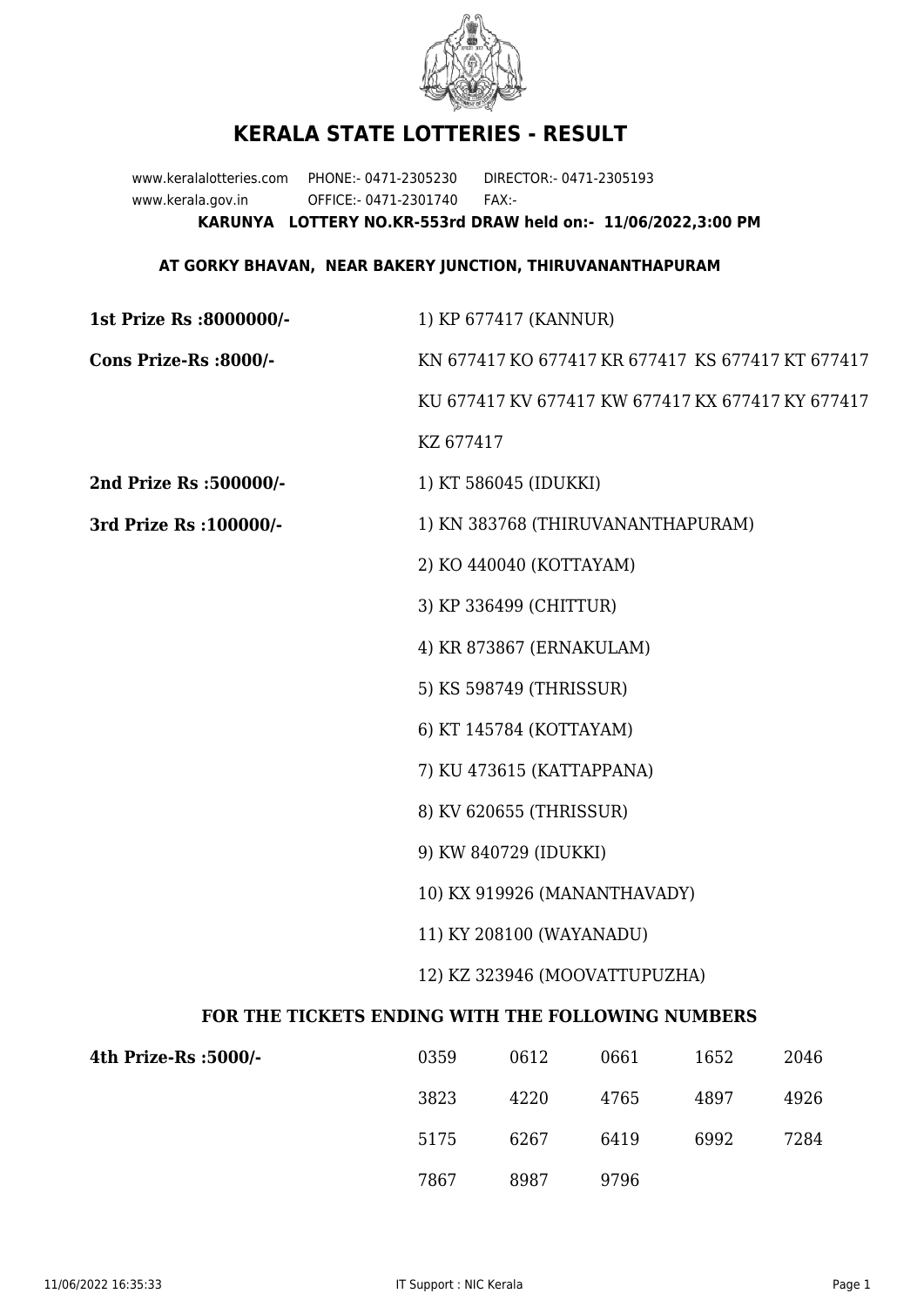# KERALA STATE LOTTERIES - RESULT

www.keralalotteries.com PHONE:- 0471-2305230 DIRECTOR:- 0471-2305193
www.kerala.gov.in OFFICE:- 0471-2301740 FAX:-

**KARUNYA LOTTERY NO.KR-553rd DRAW held on:- 11/06/2022,3:00 PM**

**AT GORKY BHAVAN, NEAR BAKERY JUNCTION, THIRUVANANTHAPURAM**

**1st Prize Rs :8000000/-** 1) KP 677417 (KANNUR)

**Cons Prize-Rs :8000/-** KN 677417 KO 677417 KR 677417 KS 677417 KT 677417 KU 677417 KV 677417 KW 677417 KX 677417 KY 677417 KZ 677417

**2nd Prize Rs :500000/-** 1) KT 586045 (IDUKKI)

**3rd Prize Rs :100000/-**

1) KN 383768 (THIRUVANANTHAPURAM)
2) KO 440040 (KOTTAYAM)
3) KP 336499 (CHITTUR)
4) KR 873867 (ERNAKULAM)
5) KS 598749 (THRISSUR)
6) KT 145784 (KOTTAYAM)
7) KU 473615 (KATTAPPANA)
8) KV 620655 (THRISSUR)
9) KW 840729 (IDUKKI)
10) KX 919926 (MANANTHAVADY)
11) KY 208100 (WAYANADU)
12) KZ 323946 (MOOVATTUPUZHA)

**FOR THE TICKETS ENDING WITH THE FOLLOWING NUMBERS**

**4th Prize-Rs :5000/-**

| | | | | |
|---|---|---|---|---|
| 0359 | 0612 | 0661 | 1652 | 2046 |
| 3823 | 4220 | 4765 | 4897 | 4926 |
| 5175 | 6267 | 6419 | 6992 | 7284 |
| 7867 | 8987 | 9796 | | |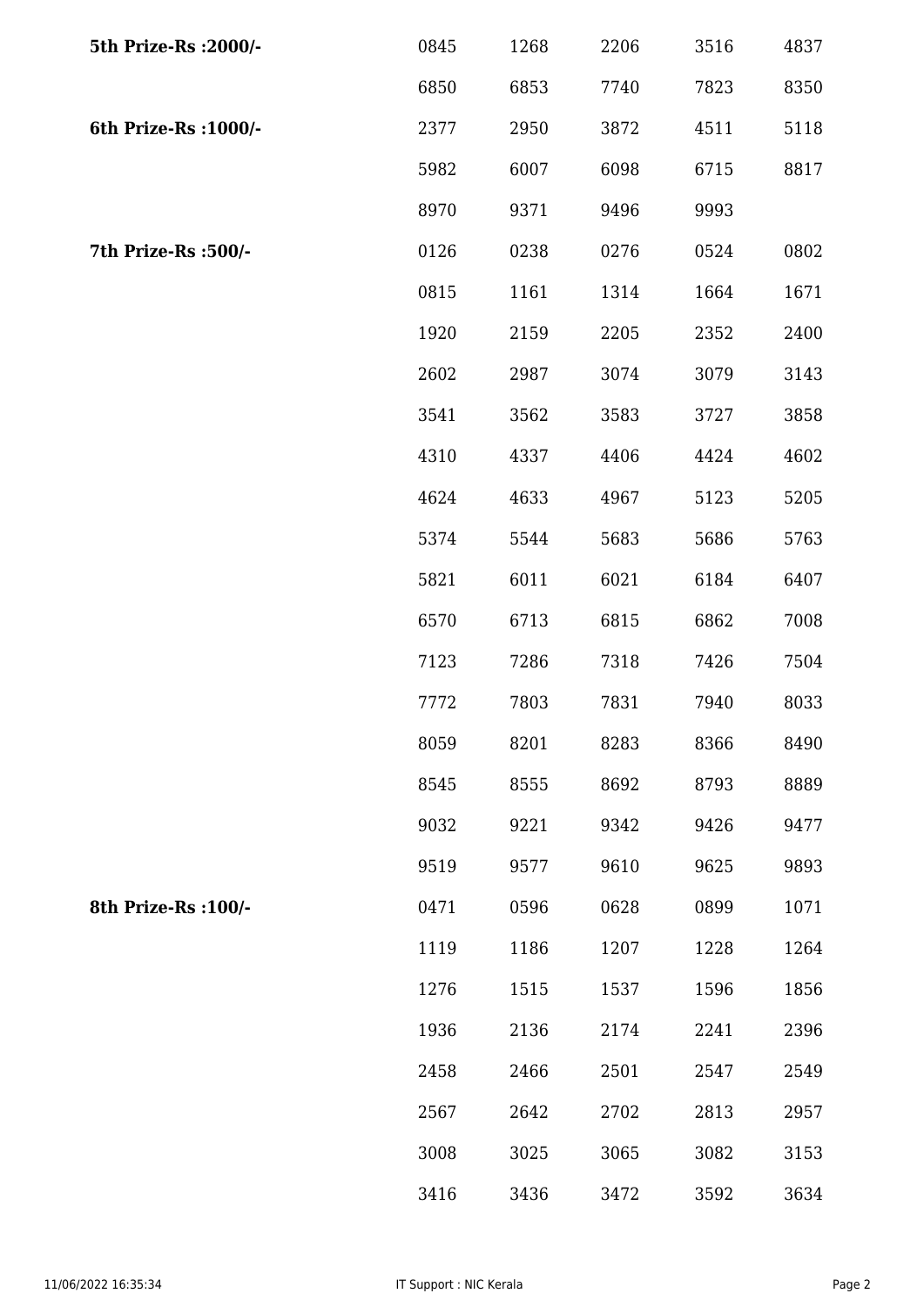| | | | | | |
|---|---|---|---|---|---|
| **5th Prize-Rs :2000/-** | 0845 | 1268 | 2206 | 3516 | 4837 |
| | 6850 | 6853 | 7740 | 7823 | 8350 |
| **6th Prize-Rs :1000/-** | 2377 | 2950 | 3872 | 4511 | 5118 |
| | 5982 | 6007 | 6098 | 6715 | 8817 |
| | 8970 | 9371 | 9496 | 9993 | |
| **7th Prize-Rs :500/-** | 0126 | 0238 | 0276 | 0524 | 0802 |
| | 0815 | 1161 | 1314 | 1664 | 1671 |
| | 1920 | 2159 | 2205 | 2352 | 2400 |
| | 2602 | 2987 | 3074 | 3079 | 3143 |
| | 3541 | 3562 | 3583 | 3727 | 3858 |
| | 4310 | 4337 | 4406 | 4424 | 4602 |
| | 4624 | 4633 | 4967 | 5123 | 5205 |
| | 5374 | 5544 | 5683 | 5686 | 5763 |
| | 5821 | 6011 | 6021 | 6184 | 6407 |
| | 6570 | 6713 | 6815 | 6862 | 7008 |
| | 7123 | 7286 | 7318 | 7426 | 7504 |
| | 7772 | 7803 | 7831 | 7940 | 8033 |
| | 8059 | 8201 | 8283 | 8366 | 8490 |
| | 8545 | 8555 | 8692 | 8793 | 8889 |
| | 9032 | 9221 | 9342 | 9426 | 9477 |
| | 9519 | 9577 | 9610 | 9625 | 9893 |
| **8th Prize-Rs :100/-** | 0471 | 0596 | 0628 | 0899 | 1071 |
| | 1119 | 1186 | 1207 | 1228 | 1264 |
| | 1276 | 1515 | 1537 | 1596 | 1856 |
| | 1936 | 2136 | 2174 | 2241 | 2396 |
| | 2458 | 2466 | 2501 | 2547 | 2549 |
| | 2567 | 2642 | 2702 | 2813 | 2957 |
| | 3008 | 3025 | 3065 | 3082 | 3153 |
| | 3416 | 3436 | 3472 | 3592 | 3634 |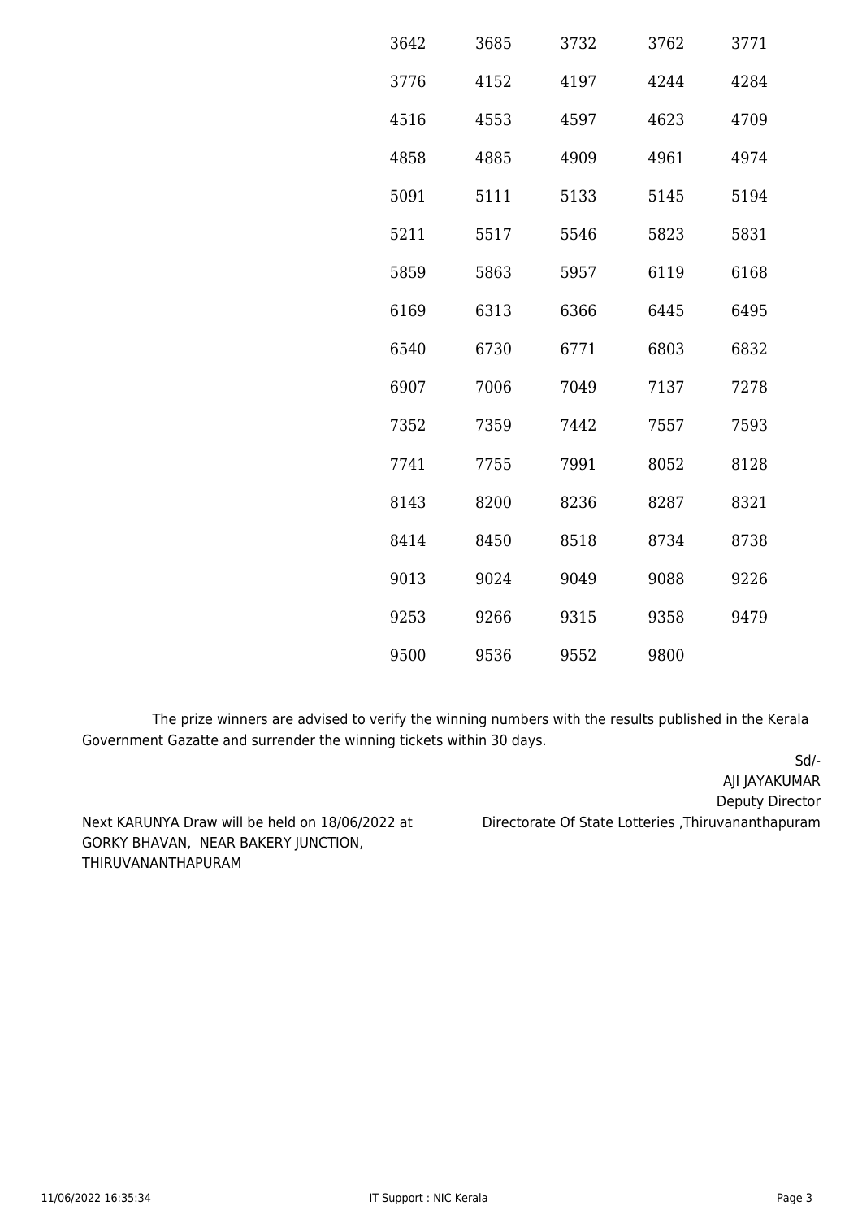| | | | | |
|---|---|---|---|---|
| 3642 | 3685 | 3732 | 3762 | 3771 |
| 3776 | 4152 | 4197 | 4244 | 4284 |
| 4516 | 4553 | 4597 | 4623 | 4709 |
| 4858 | 4885 | 4909 | 4961 | 4974 |
| 5091 | 5111 | 5133 | 5145 | 5194 |
| 5211 | 5517 | 5546 | 5823 | 5831 |
| 5859 | 5863 | 5957 | 6119 | 6168 |
| 6169 | 6313 | 6366 | 6445 | 6495 |
| 6540 | 6730 | 6771 | 6803 | 6832 |
| 6907 | 7006 | 7049 | 7137 | 7278 |
| 7352 | 7359 | 7442 | 7557 | 7593 |
| 7741 | 7755 | 7991 | 8052 | 8128 |
| 8143 | 8200 | 8236 | 8287 | 8321 |
| 8414 | 8450 | 8518 | 8734 | 8738 |
| 9013 | 9024 | 9049 | 9088 | 9226 |
| 9253 | 9266 | 9315 | 9358 | 9479 |
| 9500 | 9536 | 9552 | 9800 | |

The prize winners are advised to verify the winning numbers with the results published in the Kerala Government Gazatte and surrender the winning tickets within 30 days.

Sd/-
AJI JAYAKUMAR
Deputy Director
Directorate Of State Lotteries ,Thiruvananthapuram

Next KARUNYA Draw will be held on 18/06/2022 at GORKY BHAVAN, NEAR BAKERY JUNCTION, THIRUVANANTHAPURAM